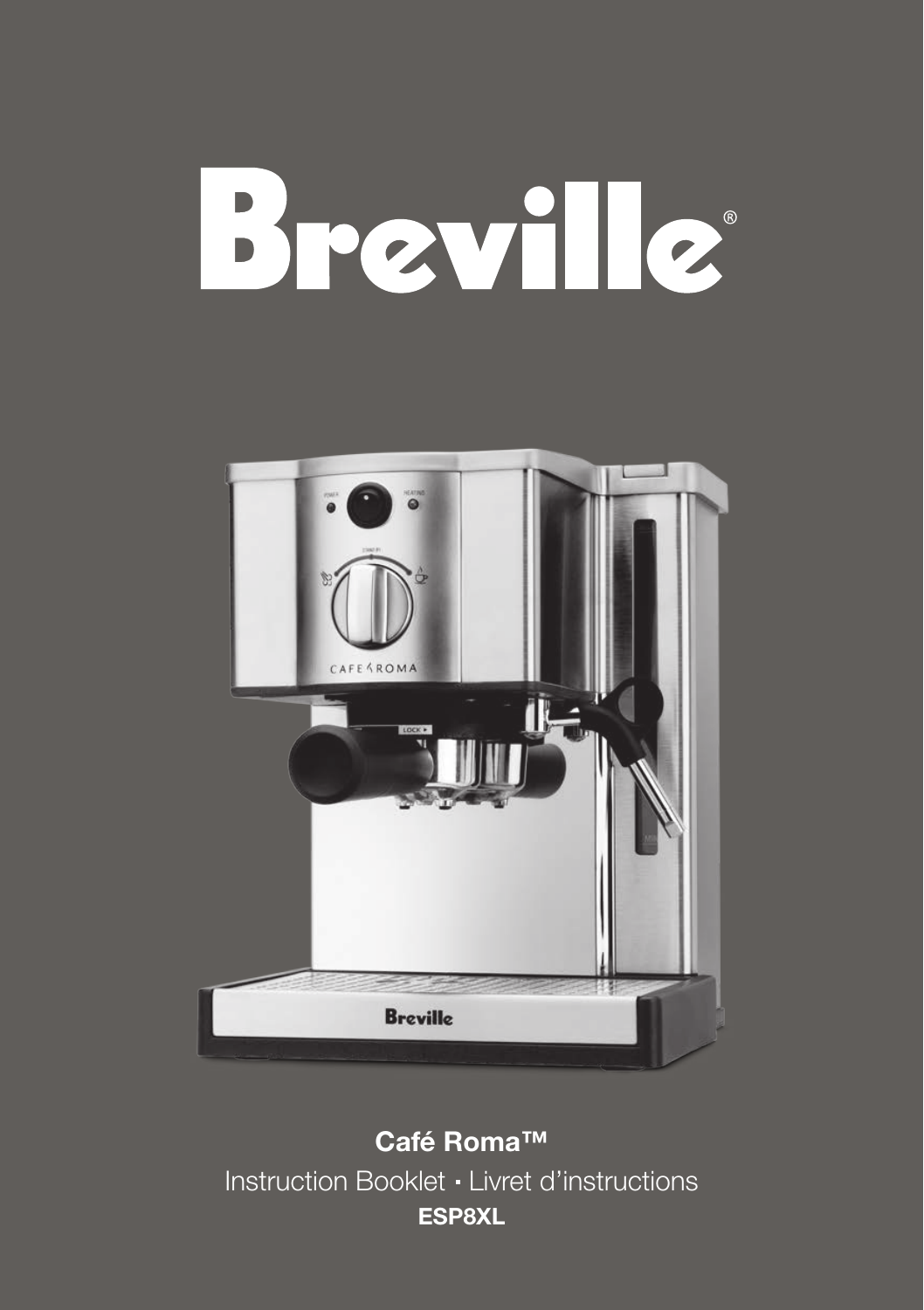# Breville®

**Café Roma™**

Instruction Booklet · Livret d'instructions

**ESP8XL**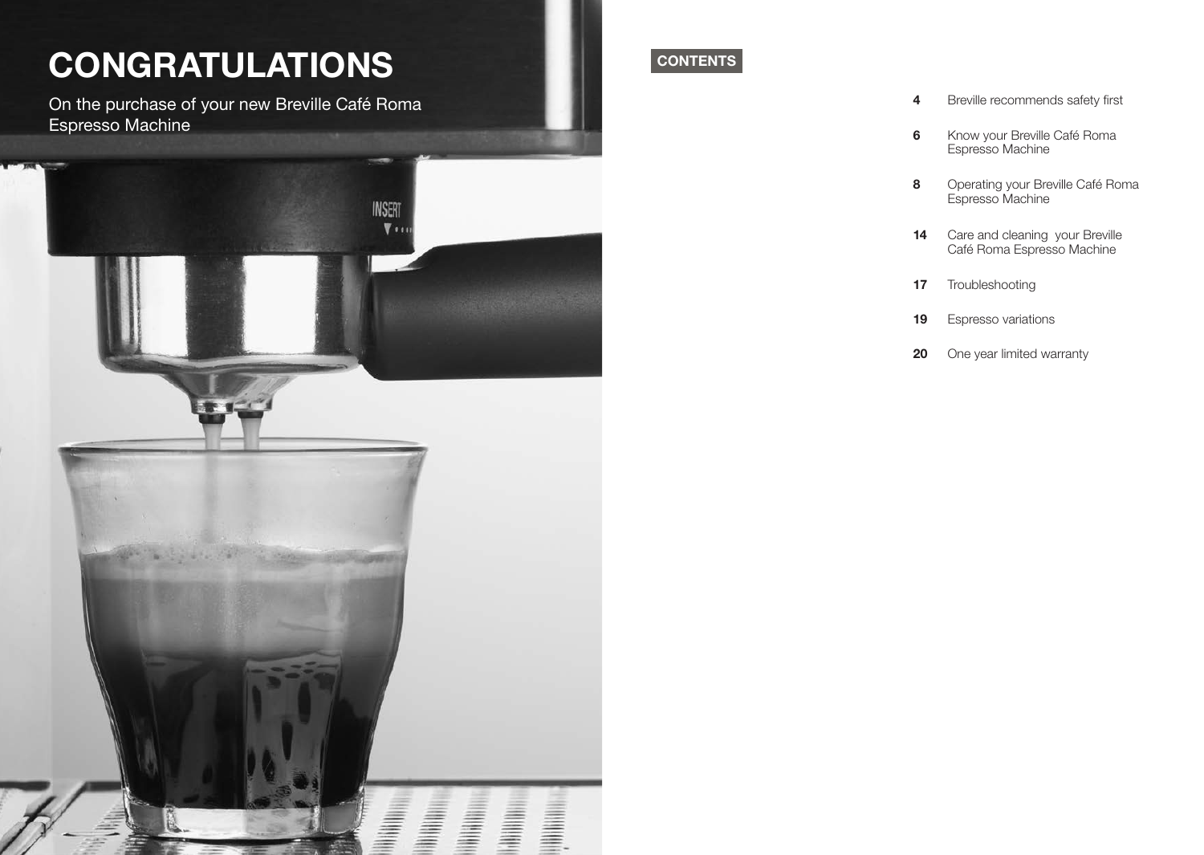# CONGRATULATIONS

On the purchase of your new Breville Café Roma Espresso Machine

## CONTENTS

**4** Breville recommends safety first

**6** Know your Breville Café Roma Espresso Machine

**8** Operating your Breville Café Roma Espresso Machine

**14** Care and cleaning your Breville Café Roma Espresso Machine

**17** Troubleshooting

**19** Espresso variations

**20** One year limited warranty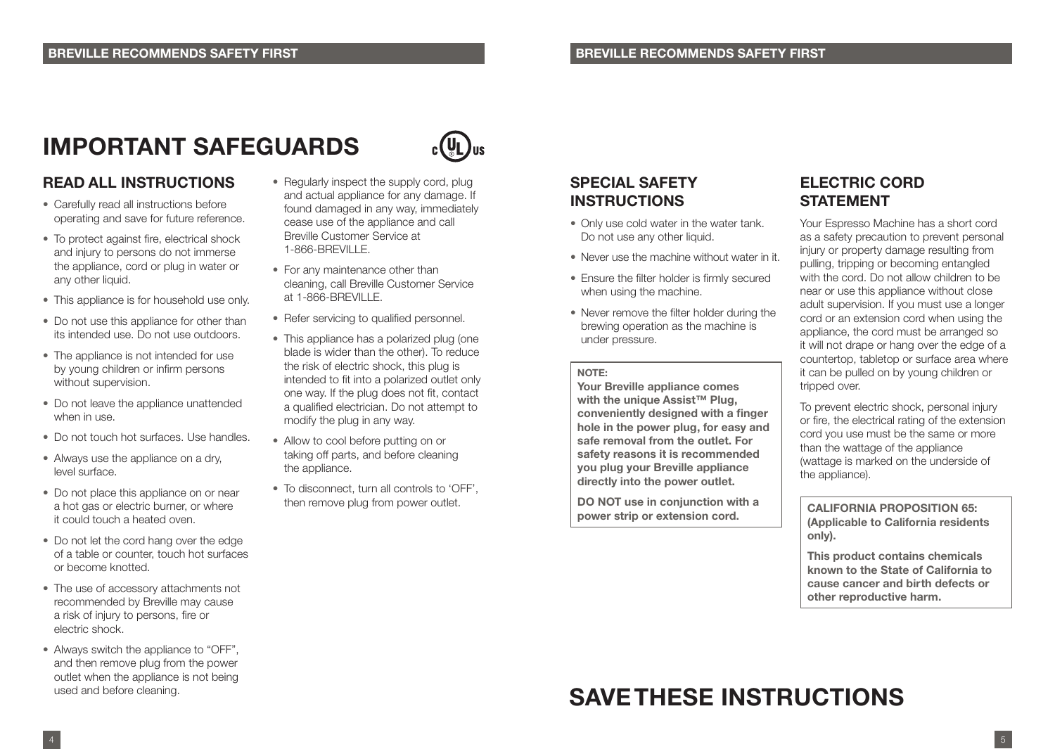# IMPORTANT SAFEGUARDS

## READ ALL INSTRUCTIONS

- Carefully read all instructions before operating and save for future reference.
- To protect against fire, electrical shock and injury to persons do not immerse the appliance, cord or plug in water or any other liquid.
- This appliance is for household use only.
- Do not use this appliance for other than its intended use. Do not use outdoors.
- The appliance is not intended for use by young children or infirm persons without supervision.
- Do not leave the appliance unattended when in use.
- Do not touch hot surfaces. Use handles.
- Always use the appliance on a dry, level surface.
- Do not place this appliance on or near a hot gas or electric burner, or where it could touch a heated oven.
- Do not let the cord hang over the edge of a table or counter, touch hot surfaces or become knotted.
- The use of accessory attachments not recommended by Breville may cause a risk of injury to persons, fire or electric shock.
- Always switch the appliance to "OFF", and then remove plug from the power outlet when the appliance is not being used and before cleaning.
- Regularly inspect the supply cord, plug and actual appliance for any damage. If found damaged in any way, immediately cease use of the appliance and call Breville Customer Service at 1-866-BREVILLE.
- For any maintenance other than cleaning, call Breville Customer Service at 1-866-BREVILLE.
- Refer servicing to qualified personnel.
- This appliance has a polarized plug (one blade is wider than the other). To reduce the risk of electric shock, this plug is intended to fit into a polarized outlet only one way. If the plug does not fit, contact a qualified electrician. Do not attempt to modify the plug in any way.
- Allow to cool before putting on or taking off parts, and before cleaning the appliance.
- To disconnect, turn all controls to 'OFF', then remove plug from power outlet.

## SPECIAL SAFETY INSTRUCTIONS

- Only use cold water in the water tank. Do not use any other liquid.
- Never use the machine without water in it.
- Ensure the filter holder is firmly secured when using the machine.
- Never remove the filter holder during the brewing operation as the machine is under pressure.

**NOTE:**

**Your Breville appliance comes with the unique Assist™ Plug, conveniently designed with a finger hole in the power plug, for easy and safe removal from the outlet. For safety reasons it is recommended you plug your Breville appliance directly into the power outlet.**

**DO NOT use in conjunction with a power strip or extension cord.**

## ELECTRIC CORD STATEMENT

Your Espresso Machine has a short cord as a safety precaution to prevent personal injury or property damage resulting from pulling, tripping or becoming entangled with the cord. Do not allow children to be near or use this appliance without close adult supervision. If you must use a longer cord or an extension cord when using the appliance, the cord must be arranged so it will not drape or hang over the edge of a countertop, tabletop or surface area where it can be pulled on by young children or tripped over.

To prevent electric shock, personal injury or fire, the electrical rating of the extension cord you use must be the same or more than the wattage of the appliance (wattage is marked on the underside of the appliance).

**CALIFORNIA PROPOSITION 65: (Applicable to California residents only).**

**This product contains chemicals known to the State of California to cause cancer and birth defects or other reproductive harm.**

# SAVE THESE INSTRUCTIONS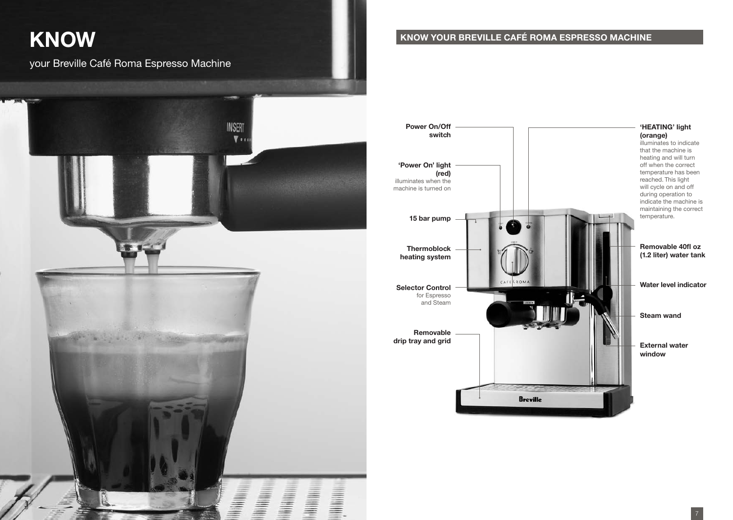# KNOW

your Breville Café Roma Espresso Machine

## KNOW YOUR BREVILLE CAFÉ ROMA ESPRESSO MACHINE

**Power On/Off switch**

**'Power On' light (red)**
illuminates when the machine is turned on

**15 bar pump**

**Thermoblock heating system**

**Selector Control**
for Espresso and Steam

**Removable drip tray and grid**

**'HEATING' light (orange)**
illuminates to indicate that the machine is heating and will turn off when the correct temperature has been reached. This light will cycle on and off during operation to indicate the machine is maintaining the correct temperature.

**Removable 40fl oz (1.2 liter) water tank**

**Water level indicator**

**Steam wand**

**External water window**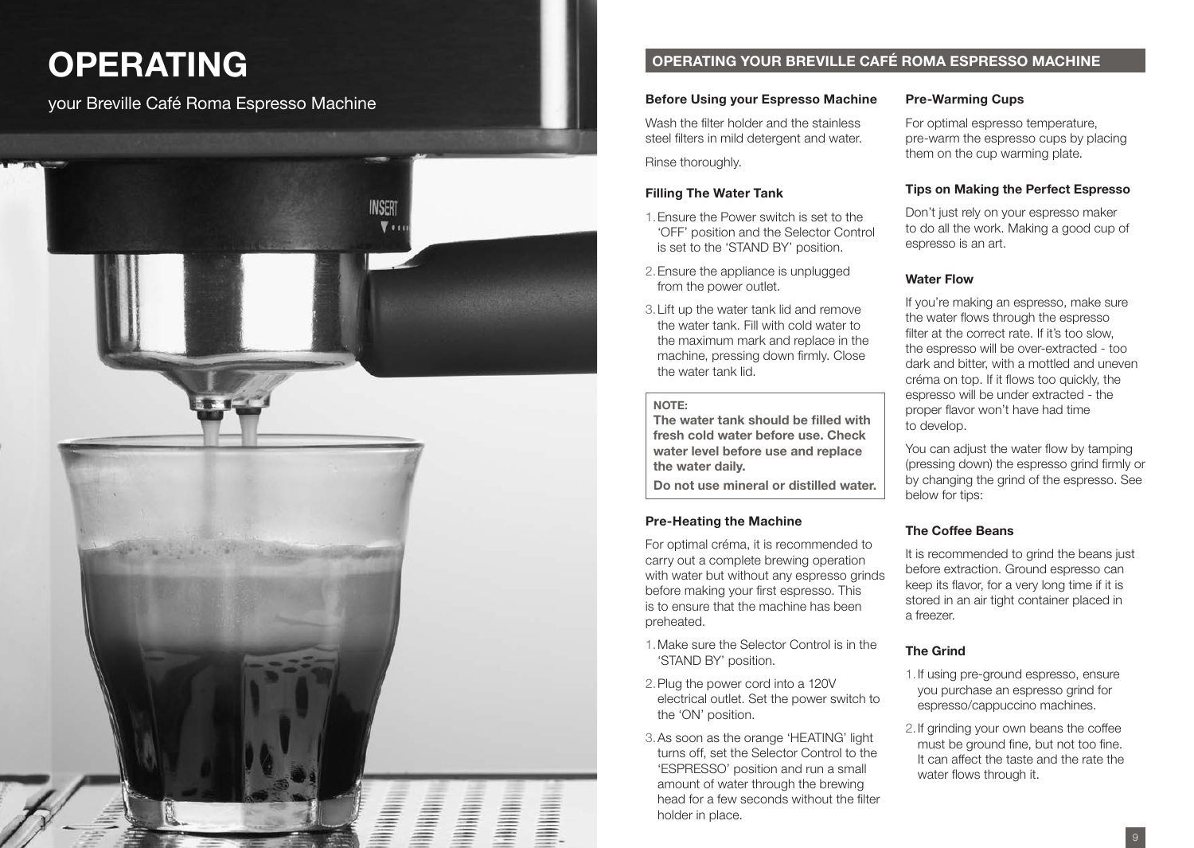# OPERATING

your Breville Café Roma Espresso Machine

## OPERATING YOUR BREVILLE CAFÉ ROMA ESPRESSO MACHINE

### Before Using your Espresso Machine

Wash the filter holder and the stainless steel filters in mild detergent and water.

Rinse thoroughly.

### Filling The Water Tank

1. Ensure the Power switch is set to the 'OFF' position and the Selector Control is set to the 'STAND BY' position.
2. Ensure the appliance is unplugged from the power outlet.
3. Lift up the water tank lid and remove the water tank. Fill with cold water to the maximum mark and replace in the machine, pressing down firmly. Close the water tank lid.

**NOTE:**
**The water tank should be filled with fresh cold water before use. Check water level before use and replace the water daily.**
**Do not use mineral or distilled water.**

### Pre-Heating the Machine

For optimal créma, it is recommended to carry out a complete brewing operation with water but without any espresso grinds before making your first espresso. This is to ensure that the machine has been preheated.

1. Make sure the Selector Control is in the 'STAND BY' position.
2. Plug the power cord into a 120V electrical outlet. Set the power switch to the 'ON' position.
3. As soon as the orange 'HEATING' light turns off, set the Selector Control to the 'ESPRESSO' position and run a small amount of water through the brewing head for a few seconds without the filter holder in place.

### Pre-Warming Cups

For optimal espresso temperature, pre-warm the espresso cups by placing them on the cup warming plate.

### Tips on Making the Perfect Espresso

Don't just rely on your espresso maker to do all the work. Making a good cup of espresso is an art.

### Water Flow

If you're making an espresso, make sure the water flows through the espresso filter at the correct rate. If it's too slow, the espresso will be over-extracted - too dark and bitter, with a mottled and uneven créma on top. If it flows too quickly, the espresso will be under extracted - the proper flavor won't have had time to develop.

You can adjust the water flow by tamping (pressing down) the espresso grind firmly or by changing the grind of the espresso. See below for tips:

### The Coffee Beans

It is recommended to grind the beans just before extraction. Ground espresso can keep its flavor, for a very long time if it is stored in an air tight container placed in a freezer.

### The Grind

1. If using pre-ground espresso, ensure you purchase an espresso grind for espresso/cappuccino machines.
2. If grinding your own beans the coffee must be ground fine, but not too fine. It can affect the taste and the rate the water flows through it.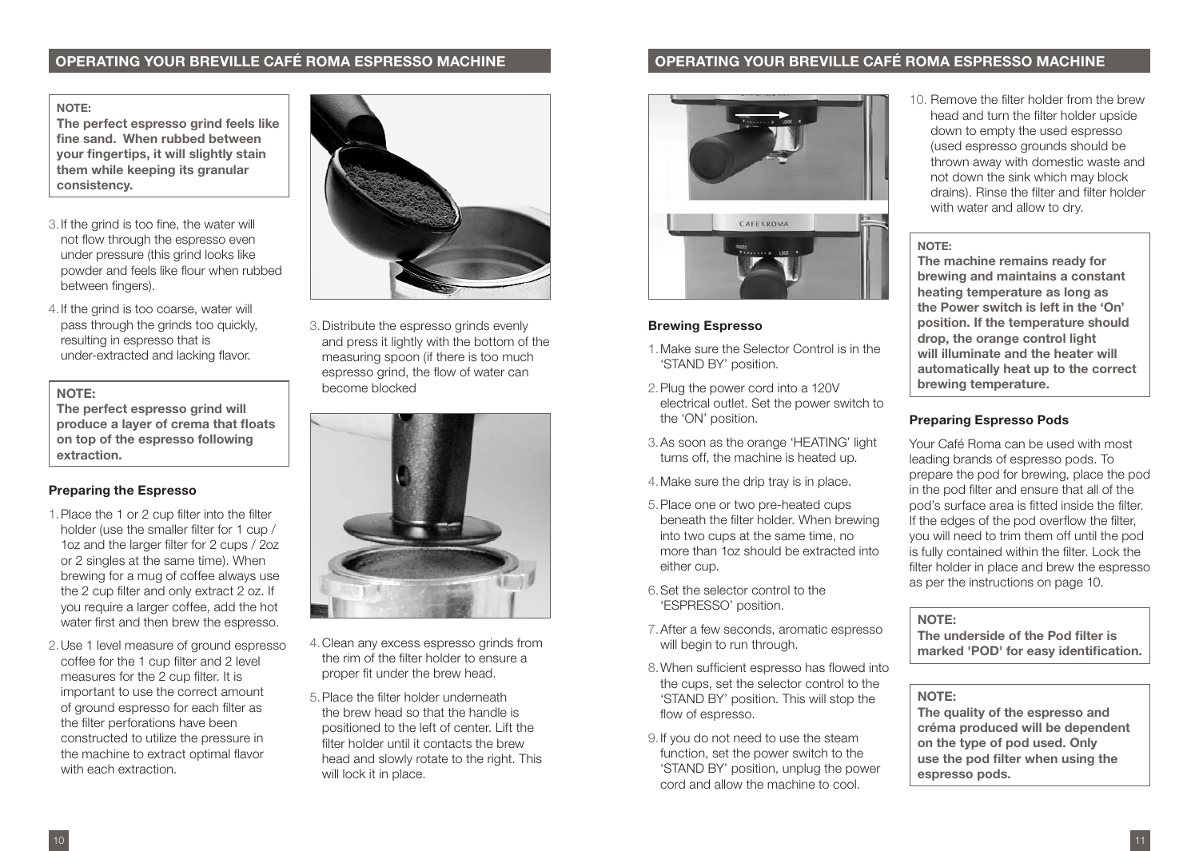## OPERATING YOUR BREVILLE CAFÉ ROMA ESPRESSO MACHINE

**NOTE:**
**The perfect espresso grind feels like fine sand. When rubbed between your fingertips, it will slightly stain them while keeping its granular consistency.**

3. If the grind is too fine, the water will not flow through the espresso even under pressure (this grind looks like powder and feels like flour when rubbed between fingers).
4. If the grind is too coarse, water will pass through the grinds too quickly, resulting in espresso that is under-extracted and lacking flavor.

**NOTE:**
**The perfect espresso grind will produce a layer of crema that floats on top of the espresso following extraction.**

### Preparing the Espresso

1. Place the 1 or 2 cup filter into the filter holder (use the smaller filter for 1 cup / 1oz and the larger filter for 2 cups / 2oz or 2 singles at the same time). When brewing for a mug of coffee always use the 2 cup filter and only extract 2 oz. If you require a larger coffee, add the hot water first and then brew the espresso.
2. Use 1 level measure of ground espresso coffee for the 1 cup filter and 2 level measures for the 2 cup filter. It is important to use the correct amount of ground espresso for each filter as the filter perforations have been constructed to utilize the pressure in the machine to extract optimal flavor with each extraction.
3. Distribute the espresso grinds evenly and press it lightly with the bottom of the measuring spoon (if there is too much espresso grind, the flow of water can become blocked
4. Clean any excess espresso grinds from the rim of the filter holder to ensure a proper fit under the brew head.
5. Place the filter holder underneath the brew head so that the handle is positioned to the left of center. Lift the filter holder until it contacts the brew head and slowly rotate to the right. This will lock it in place.

### Brewing Espresso

1. Make sure the Selector Control is in the 'STAND BY' position.
2. Plug the power cord into a 120V electrical outlet. Set the power switch to the 'ON' position.
3. As soon as the orange 'HEATING' light turns off, the machine is heated up.
4. Make sure the drip tray is in place.
5. Place one or two pre-heated cups beneath the filter holder. When brewing into two cups at the same time, no more than 1oz should be extracted into either cup.
6. Set the selector control to the 'ESPRESSO' position.
7. After a few seconds, aromatic espresso will begin to run through.
8. When sufficient espresso has flowed into the cups, set the selector control to the 'STAND BY' position. This will stop the flow of espresso.
9. If you do not need to use the steam function, set the power switch to the 'STAND BY' position, unplug the power cord and allow the machine to cool.
10. Remove the filter holder from the brew head and turn the filter holder upside down to empty the used espresso (used espresso grounds should be thrown away with domestic waste and not down the sink which may block drains). Rinse the filter and filter holder with water and allow to dry.

**NOTE:**
**The machine remains ready for brewing and maintains a constant heating temperature as long as the Power switch is left in the 'On' position. If the temperature should drop, the orange control light will illuminate and the heater will automatically heat up to the correct brewing temperature.**

### Preparing Espresso Pods

Your Café Roma can be used with most leading brands of espresso pods. To prepare the pod for brewing, place the pod in the pod filter and ensure that all of the pod's surface area is fitted inside the filter. If the edges of the pod overflow the filter, you will need to trim them off until the pod is fully contained within the filter. Lock the filter holder in place and brew the espresso as per the instructions on page 10.

**NOTE:**
**The underside of the Pod filter is marked 'POD' for easy identification.**

**NOTE:**
**The quality of the espresso and créma produced will be dependent on the type of pod used. Only use the pod filter when using the espresso pods.**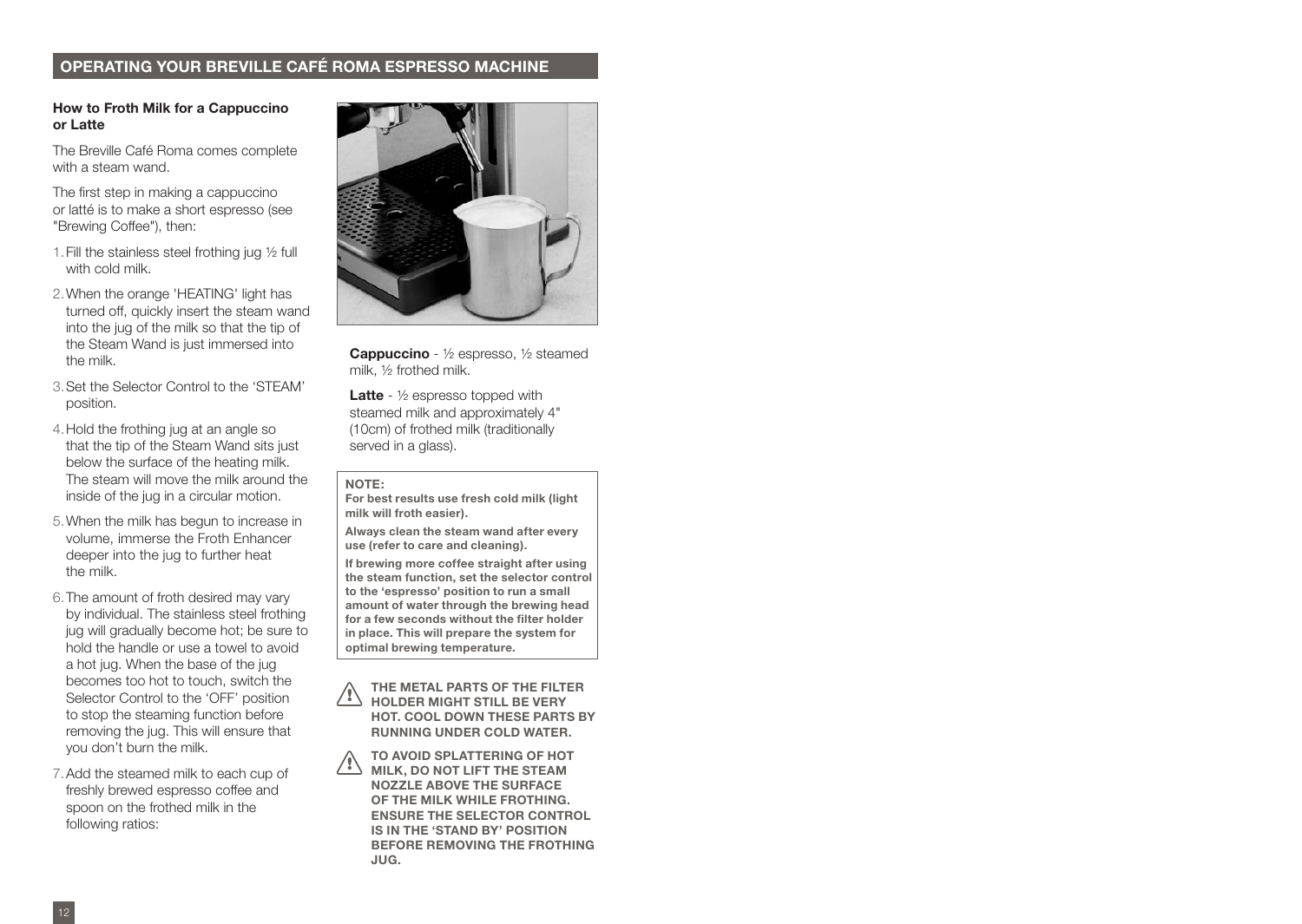## OPERATING YOUR BREVILLE CAFÉ ROMA ESPRESSO MACHINE

### How to Froth Milk for a Cappuccino or Latte

The Breville Café Roma comes complete with a steam wand.

The first step in making a cappuccino or latté is to make a short espresso (see "Brewing Coffee"), then:

1. Fill the stainless steel frothing jug ½ full with cold milk.
2. When the orange 'HEATING' light has turned off, quickly insert the steam wand into the jug of the milk so that the tip of the Steam Wand is just immersed into the milk.
3. Set the Selector Control to the 'STEAM' position.
4. Hold the frothing jug at an angle so that the tip of the Steam Wand sits just below the surface of the heating milk. The steam will move the milk around the inside of the jug in a circular motion.
5. When the milk has begun to increase in volume, immerse the Froth Enhancer deeper into the jug to further heat the milk.
6. The amount of froth desired may vary by individual. The stainless steel frothing jug will gradually become hot; be sure to hold the handle or use a towel to avoid a hot jug. When the base of the jug becomes too hot to touch, switch the Selector Control to the 'OFF' position to stop the steaming function before removing the jug. This will ensure that you don't burn the milk.
7. Add the steamed milk to each cup of freshly brewed espresso coffee and spoon on the frothed milk in the following ratios:

**Cappuccino** - ½ espresso, ½ steamed milk, ½ frothed milk.

**Latte** - ½ espresso topped with steamed milk and approximately 4" (10cm) of frothed milk (traditionally served in a glass).

**NOTE:**

**For best results use fresh cold milk (light milk will froth easier).**

**Always clean the steam wand after every use (refer to care and cleaning).**

**If brewing more coffee straight after using the steam function, set the selector control to the 'espresso' position to run a small amount of water through the brewing head for a few seconds without the filter holder in place. This will prepare the system for optimal brewing temperature.**

**THE METAL PARTS OF THE FILTER HOLDER MIGHT STILL BE VERY HOT. COOL DOWN THESE PARTS BY RUNNING UNDER COLD WATER.**

**TO AVOID SPLATTERING OF HOT MILK, DO NOT LIFT THE STEAM NOZZLE ABOVE THE SURFACE OF THE MILK WHILE FROTHING. ENSURE THE SELECTOR CONTROL IS IN THE 'STAND BY' POSITION BEFORE REMOVING THE FROTHING JUG.**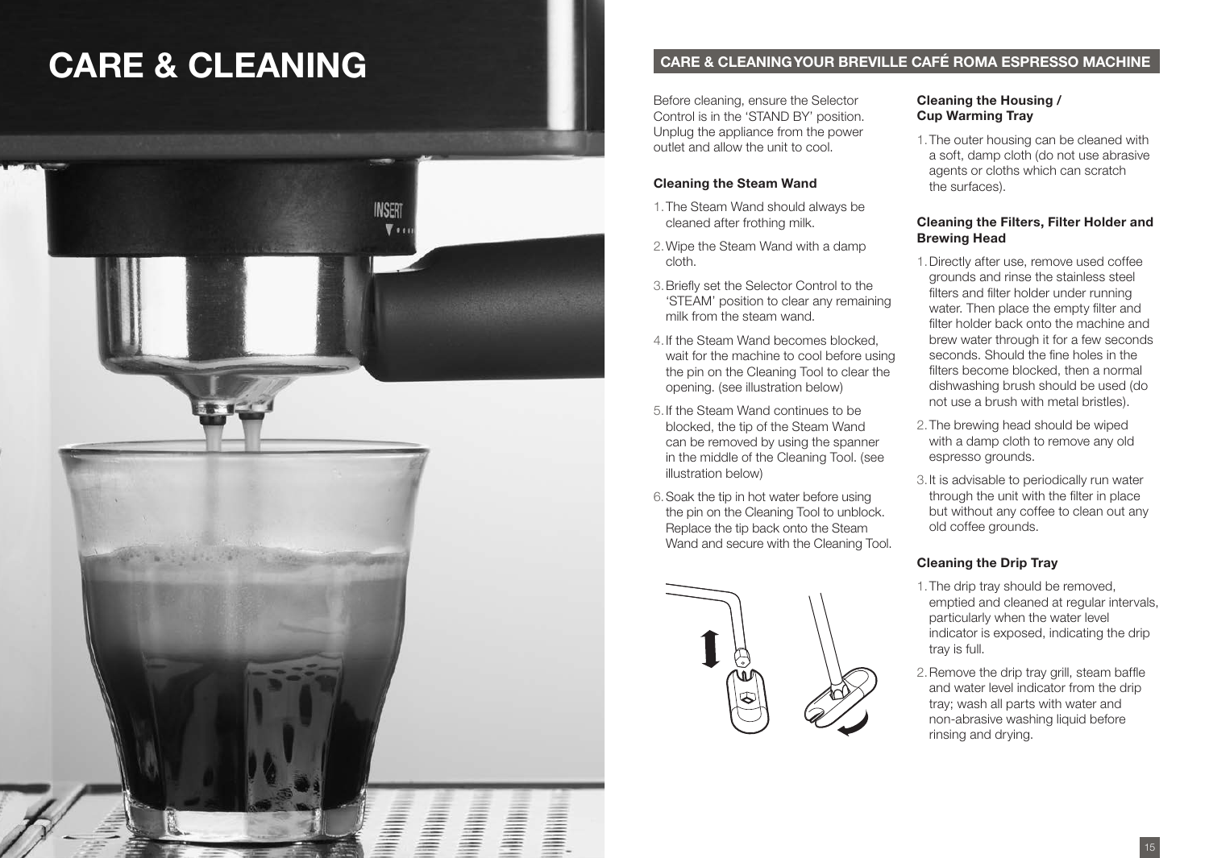# CARE & CLEANING

## CARE & CLEANINGYOUR BREVILLE CAFÉ ROMA ESPRESSO MACHINE

Before cleaning, ensure the Selector Control is in the 'STAND BY' position. Unplug the appliance from the power outlet and allow the unit to cool.

### Cleaning the Steam Wand

1. The Steam Wand should always be cleaned after frothing milk.
2. Wipe the Steam Wand with a damp cloth.
3. Briefly set the Selector Control to the 'STEAM' position to clear any remaining milk from the steam wand.
4. If the Steam Wand becomes blocked, wait for the machine to cool before using the pin on the Cleaning Tool to clear the opening. (see illustration below)
5. If the Steam Wand continues to be blocked, the tip of the Steam Wand can be removed by using the spanner in the middle of the Cleaning Tool. (see illustration below)
6. Soak the tip in hot water before using the pin on the Cleaning Tool to unblock. Replace the tip back onto the Steam Wand and secure with the Cleaning Tool.

### Cleaning the Housing / Cup Warming Tray

1. The outer housing can be cleaned with a soft, damp cloth (do not use abrasive agents or cloths which can scratch the surfaces).

### Cleaning the Filters, Filter Holder and Brewing Head

1. Directly after use, remove used coffee grounds and rinse the stainless steel filters and filter holder under running water. Then place the empty filter and filter holder back onto the machine and brew water through it for a few seconds seconds. Should the fine holes in the filters become blocked, then a normal dishwashing brush should be used (do not use a brush with metal bristles).
2. The brewing head should be wiped with a damp cloth to remove any old espresso grounds.
3. It is advisable to periodically run water through the unit with the filter in place but without any coffee to clean out any old coffee grounds.

### Cleaning the Drip Tray

1. The drip tray should be removed, emptied and cleaned at regular intervals, particularly when the water level indicator is exposed, indicating the drip tray is full.
2. Remove the drip tray grill, steam baffle and water level indicator from the drip tray; wash all parts with water and non-abrasive washing liquid before rinsing and drying.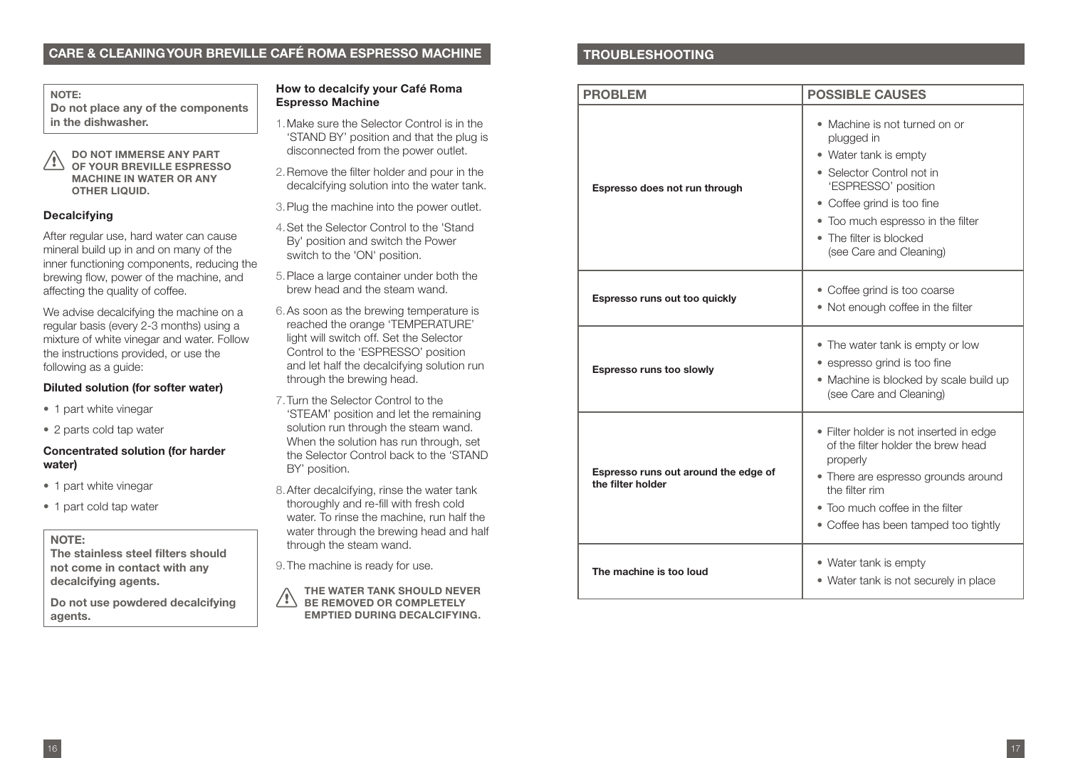## CARE & CLEANING YOUR BREVILLE CAFÉ ROMA ESPRESSO MACHINE

**NOTE:**
**Do not place any of the components in the dishwasher.**

**DO NOT IMMERSE ANY PART OF YOUR BREVILLE ESPRESSO MACHINE IN WATER OR ANY OTHER LIQUID.**

### Decalcifying

After regular use, hard water can cause mineral build up in and on many of the inner functioning components, reducing the brewing flow, power of the machine, and affecting the quality of coffee.

We advise decalcifying the machine on a regular basis (every 2-3 months) using a mixture of white vinegar and water. Follow the instructions provided, or use the following as a guide:

**Diluted solution (for softer water)**

- 1 part white vinegar
- 2 parts cold tap water

**Concentrated solution (for harder water)**

- 1 part white vinegar
- 1 part cold tap water

**NOTE:**
**The stainless steel filters should not come in contact with any decalcifying agents.**

**Do not use powdered decalcifying agents.**

### How to decalcify your Café Roma Espresso Machine

1. Make sure the Selector Control is in the 'STAND BY' position and that the plug is disconnected from the power outlet.
2. Remove the filter holder and pour in the decalcifying solution into the water tank.
3. Plug the machine into the power outlet.
4. Set the Selector Control to the 'Stand By' position and switch the Power switch to the 'ON' position.
5. Place a large container under both the brew head and the steam wand.
6. As soon as the brewing temperature is reached the orange 'TEMPERATURE' light will switch off. Set the Selector Control to the 'ESPRESSO' position and let half the decalcifying solution run through the brewing head.
7. Turn the Selector Control to the 'STEAM' position and let the remaining solution run through the steam wand. When the solution has run through, set the Selector Control back to the 'STAND BY' position.
8. After decalcifying, rinse the water tank thoroughly and re-fill with fresh cold water. To rinse the machine, run half the water through the brewing head and half through the steam wand.
9. The machine is ready for use.

**THE WATER TANK SHOULD NEVER BE REMOVED OR COMPLETELY EMPTIED DURING DECALCIFYING.**

## TROUBLESHOOTING

| PROBLEM | POSSIBLE CAUSES |
|---|---|
| **Espresso does not run through** | • Machine is not turned on or plugged in<br>• Water tank is empty<br>• Selector Control not in 'ESPRESSO' position<br>• Coffee grind is too fine<br>• Too much espresso in the filter<br>• The filter is blocked (see Care and Cleaning) |
| **Espresso runs out too quickly** | • Coffee grind is too coarse<br>• Not enough coffee in the filter |
| **Espresso runs too slowly** | • The water tank is empty or low<br>• espresso grind is too fine<br>• Machine is blocked by scale build up (see Care and Cleaning) |
| **Espresso runs out around the edge of the filter holder** | • Filter holder is not inserted in edge of the filter holder the brew head properly<br>• There are espresso grounds around the filter rim<br>• Too much coffee in the filter<br>• Coffee has been tamped too tightly |
| **The machine is too loud** | • Water tank is empty<br>• Water tank is not securely in place |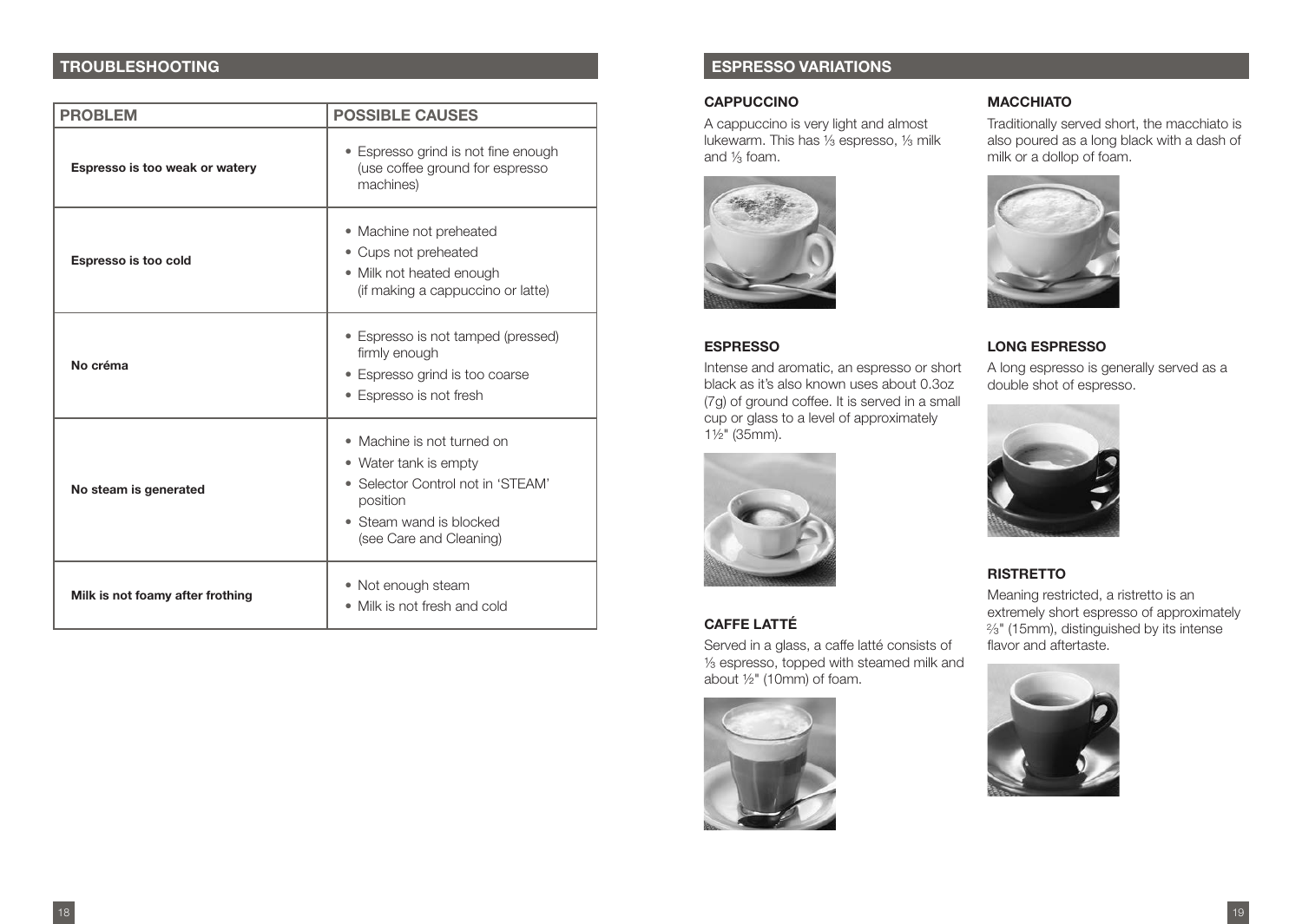## TROUBLESHOOTING

| PROBLEM | POSSIBLE CAUSES |
|---|---|
| **Espresso is too weak or watery** | • Espresso grind is not fine enough (use coffee ground for espresso machines) |
| **Espresso is too cold** | • Machine not preheated<br>• Cups not preheated<br>• Milk not heated enough (if making a cappuccino or latte) |
| **No créma** | • Espresso is not tamped (pressed) firmly enough<br>• Espresso grind is too coarse<br>• Espresso is not fresh |
| **No steam is generated** | • Machine is not turned on<br>• Water tank is empty<br>• Selector Control not in 'STEAM' position<br>• Steam wand is blocked (see Care and Cleaning) |
| **Milk is not foamy after frothing** | • Not enough steam<br>• Milk is not fresh and cold |

## ESPRESSO VARIATIONS

### CAPPUCCINO

A cappuccino is very light and almost lukewarm. This has ⅓ espresso, ⅓ milk and ⅓ foam.

### ESPRESSO

Intense and aromatic, an espresso or short black as it's also known uses about 0.3oz (7g) of ground coffee. It is served in a small cup or glass to a level of approximately 1½" (35mm).

### CAFFE LATTÉ

Served in a glass, a caffe latté consists of ⅓ espresso, topped with steamed milk and about ½" (10mm) of foam.

### MACCHIATO

Traditionally served short, the macchiato is also poured as a long black with a dash of milk or a dollop of foam.

### LONG ESPRESSO

A long espresso is generally served as a double shot of espresso.

### RISTRETTO

Meaning restricted, a ristretto is an extremely short espresso of approximately ⅔" (15mm), distinguished by its intense flavor and aftertaste.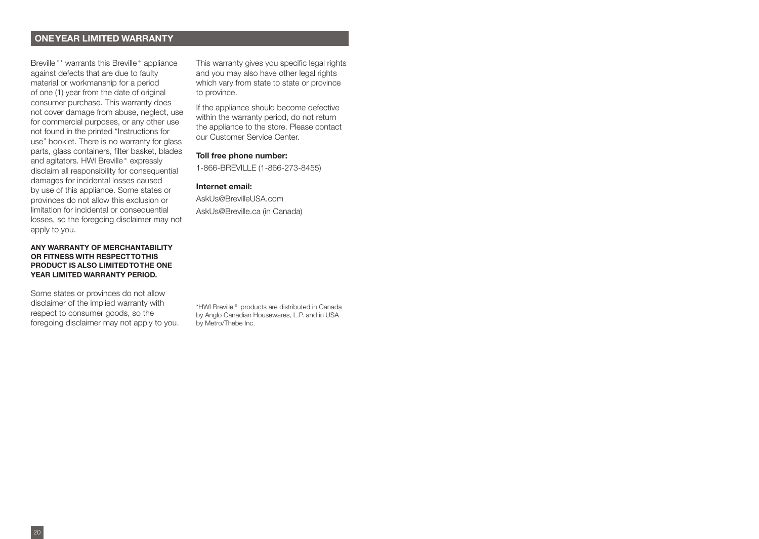## ONE YEAR LIMITED WARRANTY

Breville®* warrants this Breville® appliance against defects that are due to faulty material or workmanship for a period of one (1) year from the date of original consumer purchase. This warranty does not cover damage from abuse, neglect, use for commercial purposes, or any other use not found in the printed "Instructions for use" booklet. There is no warranty for glass parts, glass containers, filter basket, blades and agitators. HWI Breville® expressly disclaim all responsibility for consequential damages for incidental losses caused by use of this appliance. Some states or provinces do not allow this exclusion or limitation for incidental or consequential losses, so the foregoing disclaimer may not apply to you.

**ANY WARRANTY OF MERCHANTABILITY OR FITNESS WITH RESPECT TO THIS PRODUCT IS ALSO LIMITED TO THE ONE YEAR LIMITED WARRANTY PERIOD.**

Some states or provinces do not allow disclaimer of the implied warranty with respect to consumer goods, so the foregoing disclaimer may not apply to you.

This warranty gives you specific legal rights and you may also have other legal rights which vary from state to state or province to province.

If the appliance should become defective within the warranty period, do not return the appliance to the store. Please contact our Customer Service Center.

**Toll free phone number:**

1-866-BREVILLE (1-866-273-8455)

**Internet email:**

AskUs@BrevilleUSA.com

AskUs@Breville.ca (in Canada)

*HWI Breville® products are distributed in Canada by Anglo Canadian Housewares, L.P. and in USA by Metro/Thebe Inc.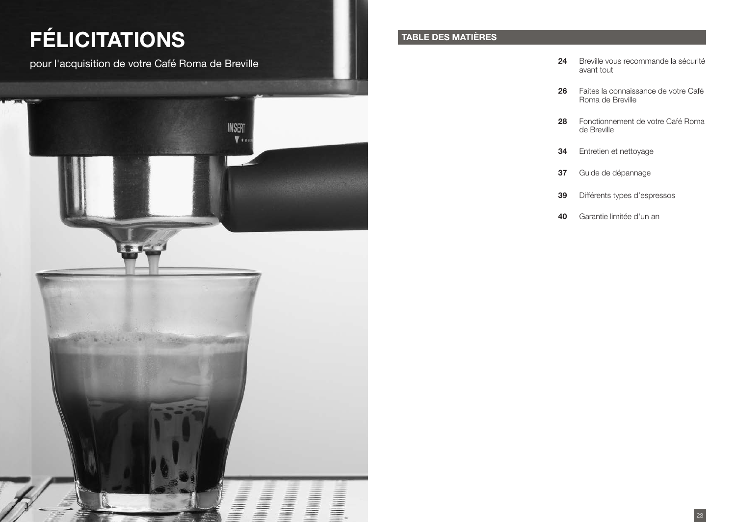# FÉLICITATIONS

pour l'acquisition de votre Café Roma de Breville

## TABLE DES MATIÈRES

| | |
|---|---|
| **24** | Breville vous recommande la sécurité avant tout |
| **26** | Faites la connaissance de votre Café Roma de Breville |
| **28** | Fonctionnement de votre Café Roma de Breville |
| **34** | Entretien et nettoyage |
| **37** | Guide de dépannage |
| **39** | Différents types d'espressos |
| **40** | Garantie limitée d'un an |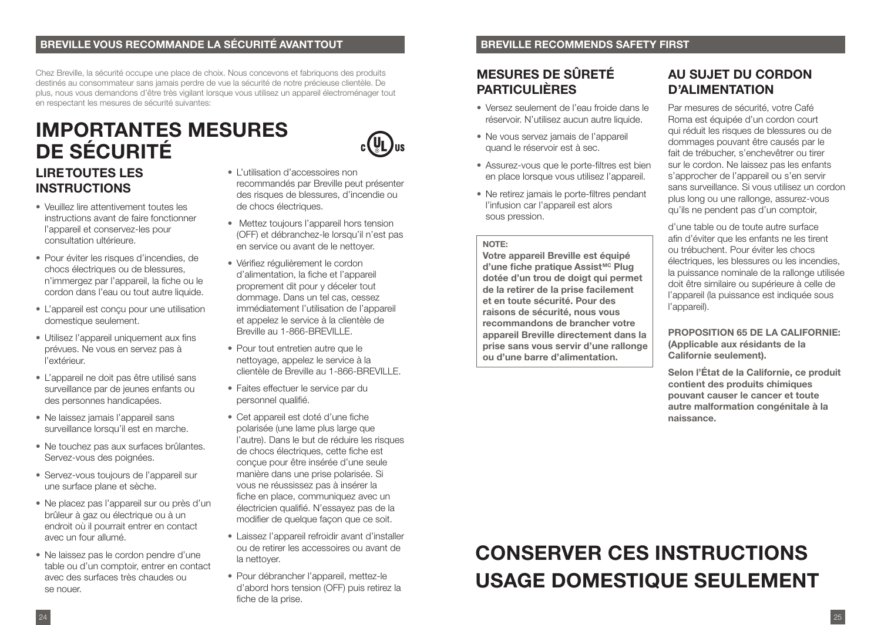## BREVILLE VOUS RECOMMANDE LA SÉCURITÉ AVANT TOUT

Chez Breville, la sécurité occupe une place de choix. Nous concevons et fabriquons des produits destinés au consommateur sans jamais perdre de vue la sécurité de notre précieuse clientèle. De plus, nous vous demandons d'être très vigilant lorsque vous utilisez un appareil électroménager tout en respectant les mesures de sécurité suivantes:

# IMPORTANTES MESURES DE SÉCURITÉ

### LIRE TOUTES LES INSTRUCTIONS

- Veuillez lire attentivement toutes les instructions avant de faire fonctionner l'appareil et conservez-les pour consultation ultérieure.
- Pour éviter les risques d'incendies, de chocs électriques ou de blessures, n'immergez par l'appareil, la fiche ou le cordon dans l'eau ou tout autre liquide.
- L'appareil est conçu pour une utilisation domestique seulement.
- Utilisez l'appareil uniquement aux fins prévues. Ne vous en servez pas à l'extérieur.
- L'appareil ne doit pas être utilisé sans surveillance par de jeunes enfants ou des personnes handicapées.
- Ne laissez jamais l'appareil sans surveillance lorsqu'il est en marche.
- Ne touchez pas aux surfaces brûlantes. Servez-vous des poignées.
- Servez-vous toujours de l'appareil sur une surface plane et sèche.
- Ne placez pas l'appareil sur ou près d'un brûleur à gaz ou électrique ou à un endroit où il pourrait entrer en contact avec un four allumé.
- Ne laissez pas le cordon pendre d'une table ou d'un comptoir, entrer en contact avec des surfaces très chaudes ou se nouer.
- L'utilisation d'accessoires non recommandés par Breville peut présenter des risques de blessures, d'incendie ou de chocs électriques.
- Mettez toujours l'appareil hors tension (OFF) et débranchez-le lorsqu'il n'est pas en service ou avant de le nettoyer.
- Vérifiez régulièrement le cordon d'alimentation, la fiche et l'appareil proprement dit pour y déceler tout dommage. Dans un tel cas, cessez immédiatement l'utilisation de l'appareil et appelez le service à la clientèle de Breville au 1-866-BREVILLE.
- Pour tout entretien autre que le nettoyage, appelez le service à la clientèle de Breville au 1-866-BREVILLE.
- Faites effectuer le service par du personnel qualifié.
- Cet appareil est doté d'une fiche polarisée (une lame plus large que l'autre). Dans le but de réduire les risques de chocs électriques, cette fiche est conçue pour être insérée d'une seule manière dans une prise polarisée. Si vous ne réussissez pas à insérer la fiche en place, communiquez avec un électricien qualifié. N'essayez pas de la modifier de quelque façon que ce soit.
- Laissez l'appareil refroidir avant d'installer ou de retirer les accessoires ou avant de la nettoyer.
- Pour débrancher l'appareil, mettez-le d'abord hors tension (OFF) puis retirez la fiche de la prise.

## BREVILLE RECOMMENDS SAFETY FIRST

### MESURES DE SÛRETÉ PARTICULIÈRES

- Versez seulement de l'eau froide dans le réservoir. N'utilisez aucun autre liquide.
- Ne vous servez jamais de l'appareil quand le réservoir est à sec.
- Assurez-vous que le porte-filtres est bien en place lorsque vous utilisez l'appareil.
- Ne retirez jamais le porte-filtres pendant l'infusion car l'appareil est alors sous pression.

**NOTE:**

**Votre appareil Breville est équipé d'une fiche pratique Assist[MC] Plug dotée d'un trou de doigt qui permet de la retirer de la prise facilement et en toute sécurité. Pour des raisons de sécurité, nous vous recommandons de brancher votre appareil Breville directement dans la prise sans vous servir d'une rallonge ou d'une barre d'alimentation.**

### AU SUJET DU CORDON D'ALIMENTATION

Par mesures de sécurité, votre Café Roma est équipée d'un cordon court qui réduit les risques de blessures ou de dommages pouvant être causés par le fait de trébucher, s'enchevêtrer ou tirer sur le cordon. Ne laissez pas les enfants s'approcher de l'appareil ou s'en servir sans surveillance. Si vous utilisez un cordon plus long ou une rallonge, assurez-vous qu'ils ne pendent pas d'un comptoir,

d'une table ou de toute autre surface afin d'éviter que les enfants ne les tirent ou trébuchent. Pour éviter les chocs électriques, les blessures ou les incendies, la puissance nominale de la rallonge utilisée doit être similaire ou supérieure à celle de l'appareil (la puissance est indiquée sous l'appareil).

**PROPOSITION 65 DE LA CALIFORNIE: (Applicable aux résidants de la Californie seulement).**

**Selon l'État de la Californie, ce produit contient des produits chimiques pouvant causer le cancer et toute autre malformation congénitale à la naissance.**

# CONSERVER CES INSTRUCTIONS
# USAGE DOMESTIQUE SEULEMENT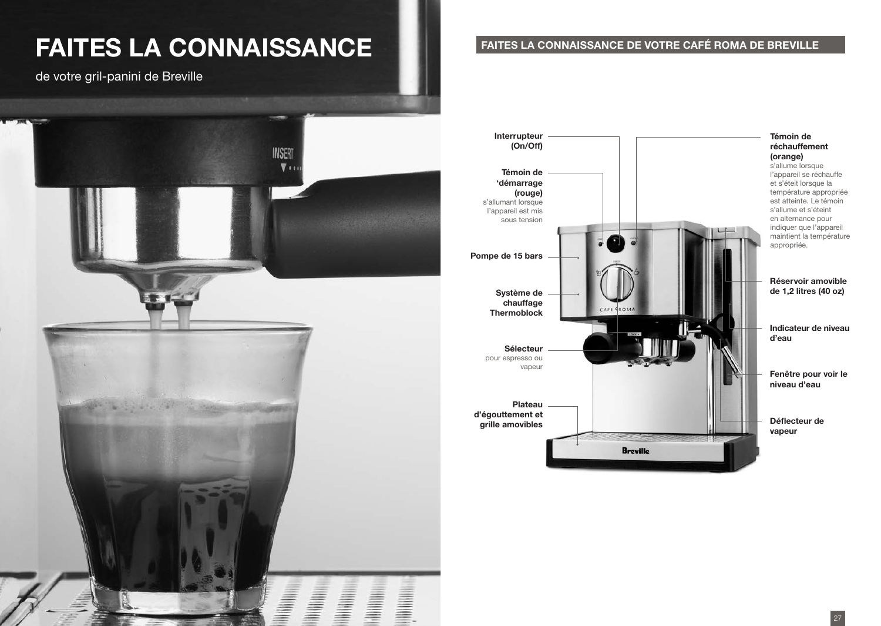# FAITES LA CONNAISSANCE

de votre gril-panini de Breville

## FAITES LA CONNAISSANCE DE VOTRE CAFÉ ROMA DE BREVILLE

**Interrupteur (On/Off)**

**Témoin de 'démarrage (rouge)**
s'allumant lorsque l'appareil est mis sous tension

**Pompe de 15 bars**

**Système de chauffage Thermoblock**

**Sélecteur**
pour espresso ou vapeur

**Plateau d'égouttement et grille amovibles**

**Témoin de réchauffement (orange)**
s'allume lorsque l'appareil se réchauffe et s'éteit lorsque la température appropriée est atteinte. Le témoin s'allume et s'éteint en alternance pour indiquer que l'appareil maintient la température appropriée.

**Réservoir amovible de 1,2 litres (40 oz)**

**Indicateur de niveau d'eau**

**Fenêtre pour voir le niveau d'eau**

**Déflecteur de vapeur**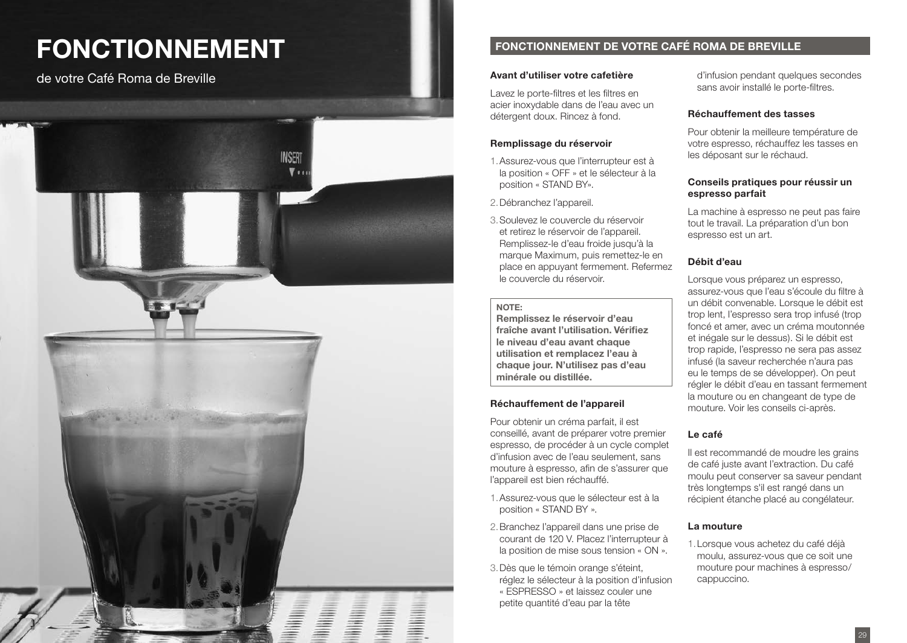# FONCTIONNEMENT

de votre Café Roma de Breville

## FONCTIONNEMENT DE VOTRE CAFÉ ROMA DE BREVILLE

### Avant d'utiliser votre cafetière

Lavez le porte-filtres et les filtres en acier inoxydable dans de l'eau avec un détergent doux. Rincez à fond.

### Remplissage du réservoir

1. Assurez-vous que l'interrupteur est à la position « OFF » et le sélecteur à la position « STAND BY».
2. Débranchez l'appareil.
3. Soulevez le couvercle du réservoir et retirez le réservoir de l'appareil. Remplissez-le d'eau froide jusqu'à la marque Maximum, puis remettez-le en place en appuyant fermement. Refermez le couvercle du réservoir.

> **NOTE:**
> **Remplissez le réservoir d'eau fraîche avant l'utilisation. Vérifiez le niveau d'eau avant chaque utilisation et remplacez l'eau à chaque jour. N'utilisez pas d'eau minérale ou distillée.**

### Réchauffement de l'appareil

Pour obtenir un créma parfait, il est conseillé, avant de préparer votre premier espresso, de procéder à un cycle complet d'infusion avec de l'eau seulement, sans mouture à espresso, afin de s'assurer que l'appareil est bien réchauffé.

1. Assurez-vous que le sélecteur est à la position « STAND BY ».
2. Branchez l'appareil dans une prise de courant de 120 V. Placez l'interrupteur à la position de mise sous tension « ON ».
3. Dès que le témoin orange s'éteint, réglez le sélecteur à la position d'infusion « ESPRESSO » et laissez couler une petite quantité d'eau par la tête d'infusion pendant quelques secondes sans avoir installé le porte-filtres.

### Réchauffement des tasses

Pour obtenir la meilleure température de votre espresso, réchauffez les tasses en les déposant sur le réchaud.

### Conseils pratiques pour réussir un espresso parfait

La machine à espresso ne peut pas faire tout le travail. La préparation d'un bon espresso est un art.

### Débit d'eau

Lorsque vous préparez un espresso, assurez-vous que l'eau s'écoule du filtre à un débit convenable. Lorsque le débit est trop lent, l'espresso sera trop infusé (trop foncé et amer, avec un créma moutonnée et inégale sur le dessus). Si le débit est trop rapide, l'espresso ne sera pas assez infusé (la saveur recherchée n'aura pas eu le temps de se développer). On peut régler le débit d'eau en tassant fermement la mouture ou en changeant de type de mouture. Voir les conseils ci-après.

### Le café

Il est recommandé de moudre les grains de café juste avant l'extraction. Du café moulu peut conserver sa saveur pendant très longtemps s'il est rangé dans un récipient étanche placé au congélateur.

### La mouture

1. Lorsque vous achetez du café déjà moulu, assurez-vous que ce soit une mouture pour machines à espresso/ cappuccino.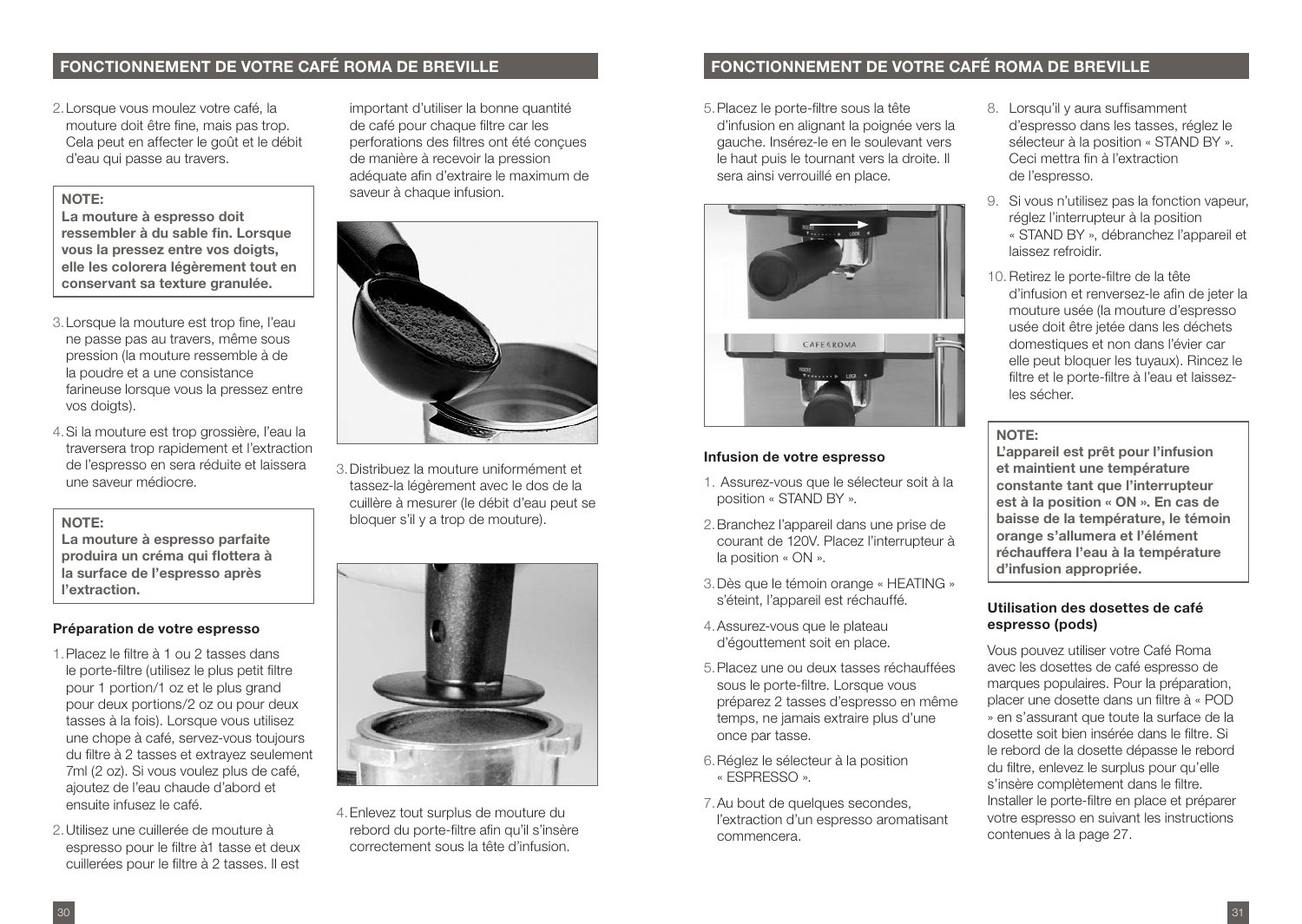## FONCTIONNEMENT DE VOTRE CAFÉ ROMA DE BREVILLE

2. Lorsque vous moulez votre café, la mouture doit être fine, mais pas trop. Cela peut en affecter le goût et le débit d'eau qui passe au travers.

**NOTE:**
**La mouture à espresso doit ressembler à du sable fin. Lorsque vous la pressez entre vos doigts, elle les colorera légèrement tout en conservant sa texture granulée.**

3. Lorsque la mouture est trop fine, l'eau ne passe pas au travers, même sous pression (la mouture ressemble à de la poudre et a une consistance farineuse lorsque vous la pressez entre vos doigts).
4. Si la mouture est trop grossière, l'eau la traversera trop rapidement et l'extraction de l'espresso en sera réduite et laissera une saveur médiocre.

**NOTE:**
**La mouture à espresso parfaite produira un créma qui flottera à la surface de l'espresso après l'extraction.**

### Préparation de votre espresso

1. Placez le filtre à 1 ou 2 tasses dans le porte-filtre (utilisez le plus petit filtre pour 1 portion/1 oz et le plus grand pour deux portions/2 oz ou pour deux tasses à la fois). Lorsque vous utilisez une chope à café, servez-vous toujours du filtre à 2 tasses et extrayez seulement 7ml (2 oz). Si vous voulez plus de café, ajoutez de l'eau chaude d'abord et ensuite infusez le café.
2. Utilisez une cuillerée de mouture à espresso pour le filtre à1 tasse et deux cuillerées pour le filtre à 2 tasses. Il est important d'utiliser la bonne quantité de café pour chaque filtre car les perforations des filtres ont été conçues de manière à recevoir la pression adéquate afin d'extraire le maximum de saveur à chaque infusion.
3. Distribuez la mouture uniformément et tassez-la légèrement avec le dos de la cuillère à mesurer (le débit d'eau peut se bloquer s'il y a trop de mouture).
4. Enlevez tout surplus de mouture du rebord du porte-filtre afin qu'il s'insère correctement sous la tête d'infusion.
5. Placez le porte-filtre sous la tête d'infusion en alignant la poignée vers la gauche. Insérez-le en le soulevant vers le haut puis le tournant vers la droite. Il sera ainsi verrouillé en place.

### Infusion de votre espresso

1. Assurez-vous que le sélecteur soit à la position « STAND BY ».
2. Branchez l'appareil dans une prise de courant de 120V. Placez l'interrupteur à la position « ON ».
3. Dès que le témoin orange « HEATING » s'éteint, l'appareil est réchauffé.
4. Assurez-vous que le plateau d'égouttement soit en place.
5. Placez une ou deux tasses réchauffées sous le porte-filtre. Lorsque vous préparez 2 tasses d'espresso en même temps, ne jamais extraire plus d'une once par tasse.
6. Réglez le sélecteur à la position « ESPRESSO ».
7. Au bout de quelques secondes, l'extraction d'un espresso aromatisant commencera.
8. Lorsqu'il y aura suffisamment d'espresso dans les tasses, réglez le sélecteur à la position « STAND BY ». Ceci mettra fin à l'extraction de l'espresso.
9. Si vous n'utilisez pas la fonction vapeur, réglez l'interrupteur à la position « STAND BY », débranchez l'appareil et laissez refroidir.
10. Retirez le porte-filtre de la tête d'infusion et renversez-le afin de jeter la mouture usée (la mouture d'espresso usée doit être jetée dans les déchets domestiques et non dans l'évier car elle peut bloquer les tuyaux). Rincez le filtre et le porte-filtre à l'eau et laissez-les sécher.

**NOTE:**
**L'appareil est prêt pour l'infusion et maintient une température constante tant que l'interrupteur est à la position « ON ». En cas de baisse de la température, le témoin orange s'allumera et l'élément réchauffera l'eau à la température d'infusion appropriée.**

### Utilisation des dosettes de café espresso (pods)

Vous pouvez utiliser votre Café Roma avec les dosettes de café espresso de marques populaires. Pour la préparation, placer une dosette dans un filtre à « POD » en s'assurant que toute la surface de la dosette soit bien insérée dans le filtre. Si le rebord de la dosette dépasse le rebord du filtre, enlevez le surplus pour qu'elle s'insère complètement dans le filtre. Installer le porte-filtre en place et préparer votre espresso en suivant les instructions contenues à la page 27.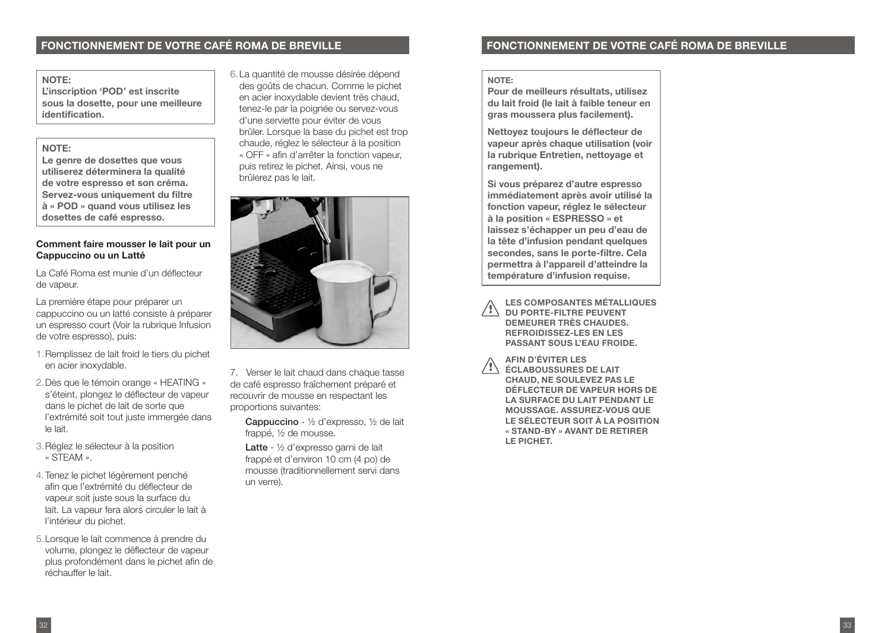## FONCTIONNEMENT DE VOTRE CAFÉ ROMA DE BREVILLE

**NOTE:**
**L'inscription 'POD' est inscrite sous la dosette, pour une meilleure identification.**

**NOTE:**
**Le genre de dosettes que vous utiliserez déterminera la qualité de votre espresso et son créma. Servez-vous uniquement du filtre à « POD » quand vous utilisez les dosettes de café espresso.**

**Comment faire mousser le lait pour un Cappuccino ou un Latté**

La Café Roma est munie d'un déflecteur de vapeur.

La première étape pour préparer un cappuccino ou un latté consiste à préparer un espresso court (Voir la rubrique Infusion de votre espresso), puis:

1. Remplissez de lait froid le tiers du pichet en acier inoxydable.
2. Dès que le témoin orange « HEATING » s'éteint, plongez le déflecteur de vapeur dans le pichet de lait de sorte que l'extrémité soit tout juste immergée dans le lait.
3. Réglez le sélecteur à la position « STEAM ».
4. Tenez le pichet légèrement penché afin que l'extrémité du déflecteur de vapeur soit juste sous la surface du lait. La vapeur fera alors circuler le lait à l'intérieur du pichet.
5. Lorsque le lait commence à prendre du volume, plongez le déflecteur de vapeur plus profondément dans le pichet afin de réchauffer le lait.
6. La quantité de mousse désirée dépend des goûts de chacun. Comme le pichet en acier inoxydable devient très chaud, tenez-le par la poignée ou servez-vous d'une serviette pour éviter de vous brûler. Lorsque la base du pichet est trop chaude, réglez le sélecteur à la position « OFF » afin d'arrêter la fonction vapeur, puis retirez le pichet. Ainsi, vous ne brûlerez pas le lait.
7. Verser le lait chaud dans chaque tasse de café espresso fraîchement préparé et recouvrir de mousse en respectant les proportions suivantes:

   **Cappuccino** - ½ d'expresso, ½ de lait frappé, ½ de mousse.

   **Latte** - ½ d'expresso garni de lait frappé et d'environ 10 cm (4 po) de mousse (traditionnellement servi dans un verre).

**NOTE:**
**Pour de meilleurs résultats, utilisez du lait froid (le lait à faible teneur en gras moussera plus facilement).**

**Nettoyez toujours le déflecteur de vapeur après chaque utilisation (voir la rubrique Entretien, nettoyage et rangement).**

**Si vous préparez d'autre espresso immédiatement après avoir utilisé la fonction vapeur, réglez le sélecteur à la position « ESPRESSO » et laissez s'échapper un peu d'eau de la tête d'infusion pendant quelques secondes, sans le porte-filtre. Cela permettra à l'appareil d'atteindre la température d'infusion requise.**

⚠ **LES COMPOSANTES MÉTALLIQUES DU PORTE-FILTRE PEUVENT DEMEURER TRÈS CHAUDES. REFROIDISSEZ-LES EN LES PASSANT SOUS L'EAU FROIDE.**

⚠ **AFIN D'ÉVITER LES ÉCLABOUSSURES DE LAIT CHAUD, NE SOULEVEZ PAS LE DÉFLECTEUR DE VAPEUR HORS DE LA SURFACE DU LAIT PENDANT LE MOUSSAGE. ASSUREZ-VOUS QUE LE SÉLECTEUR SOIT À LA POSITION « STAND-BY » AVANT DE RETIRER LE PICHET.**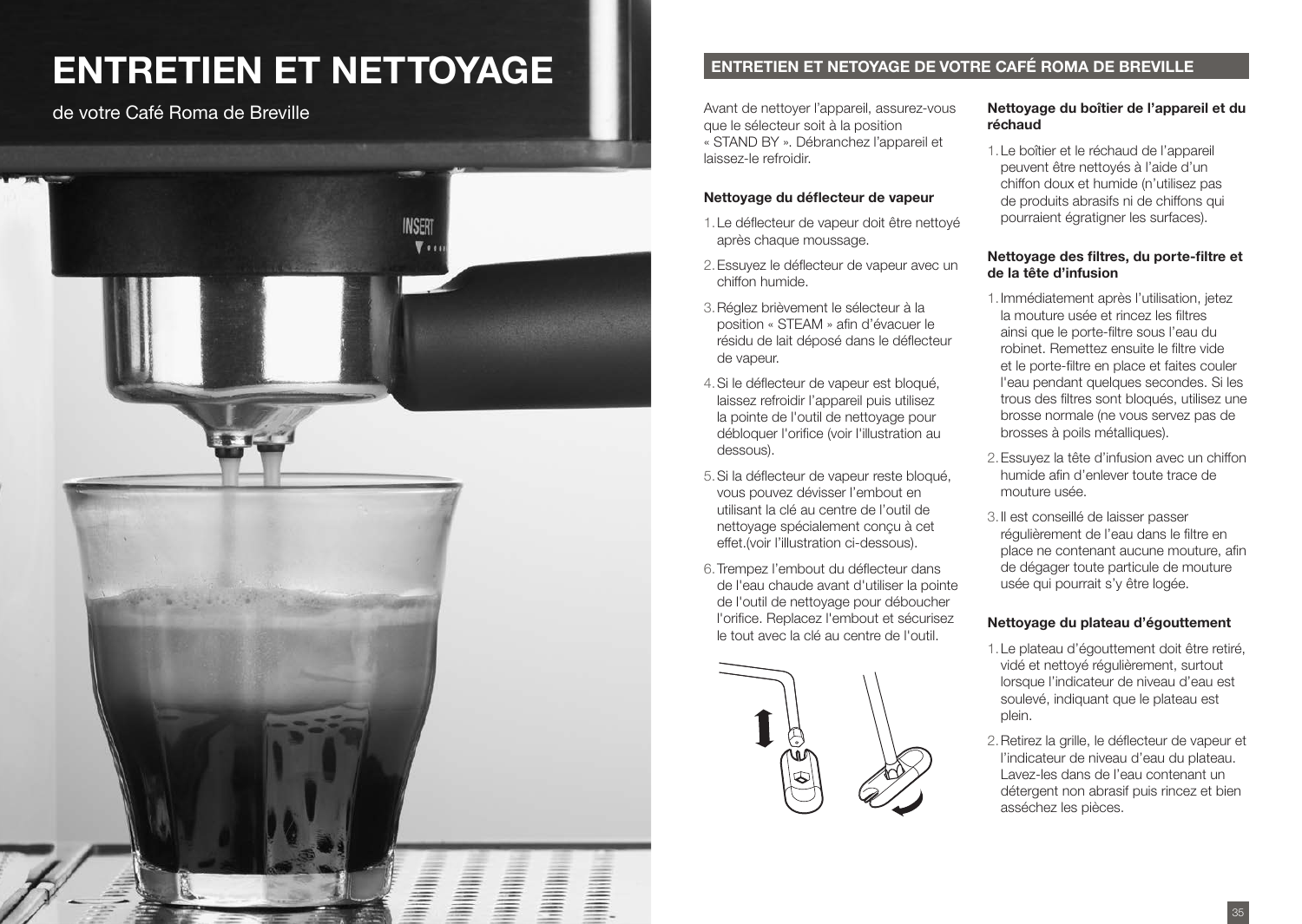# ENTRETIEN ET NETTOYAGE

de votre Café Roma de Breville

## ENTRETIEN ET NETOYAGE DE VOTRE CAFÉ ROMA DE BREVILLE

Avant de nettoyer l'appareil, assurez-vous que le sélecteur soit à la position « STAND BY ». Débranchez l'appareil et laissez-le refroidir.

### Nettoyage du déflecteur de vapeur

1. Le déflecteur de vapeur doit être nettoyé après chaque moussage.
2. Essuyez le déflecteur de vapeur avec un chiffon humide.
3. Réglez brièvement le sélecteur à la position « STEAM » afin d'évacuer le résidu de lait déposé dans le déflecteur de vapeur.
4. Si le déflecteur de vapeur est bloqué, laissez refroidir l'appareil puis utilisez la pointe de l'outil de nettoyage pour débloquer l'orifice (voir l'illustration au dessous).
5. Si la déflecteur de vapeur reste bloqué, vous pouvez dévisser l'embout en utilisant la clé au centre de l'outil de nettoyage spécialement conçu à cet effet.(voir l'illustration ci-dessous).
6. Trempez l'embout du déflecteur dans de l'eau chaude avant d'utiliser la pointe de l'outil de nettoyage pour déboucher l'orifice. Replacez l'embout et sécurisez le tout avec la clé au centre de l'outil.

### Nettoyage du boîtier de l'appareil et du réchaud

1. Le boîtier et le réchaud de l'appareil peuvent être nettoyés à l'aide d'un chiffon doux et humide (n'utilisez pas de produits abrasifs ni de chiffons qui pourraient égratigner les surfaces).

### Nettoyage des filtres, du porte-filtre et de la tête d'infusion

1. Immédiatement après l'utilisation, jetez la mouture usée et rincez les filtres ainsi que le porte-filtre sous l'eau du robinet. Remettez ensuite le filtre vide et le porte-filtre en place et faites couler l'eau pendant quelques secondes. Si les trous des filtres sont bloqués, utilisez une brosse normale (ne vous servez pas de brosses à poils métalliques).
2. Essuyez la tête d'infusion avec un chiffon humide afin d'enlever toute trace de mouture usée.
3. Il est conseillé de laisser passer régulièrement de l'eau dans le filtre en place ne contenant aucune mouture, afin de dégager toute particule de mouture usée qui pourrait s'y être logée.

### Nettoyage du plateau d'égouttement

1. Le plateau d'égouttement doit être retiré, vidé et nettoyé régulièrement, surtout lorsque l'indicateur de niveau d'eau est soulevé, indiquant que le plateau est plein.
2. Retirez la grille, le déflecteur de vapeur et l'indicateur de niveau d'eau du plateau. Lavez-les dans de l'eau contenant un détergent non abrasif puis rincez et bien asséchez les pièces.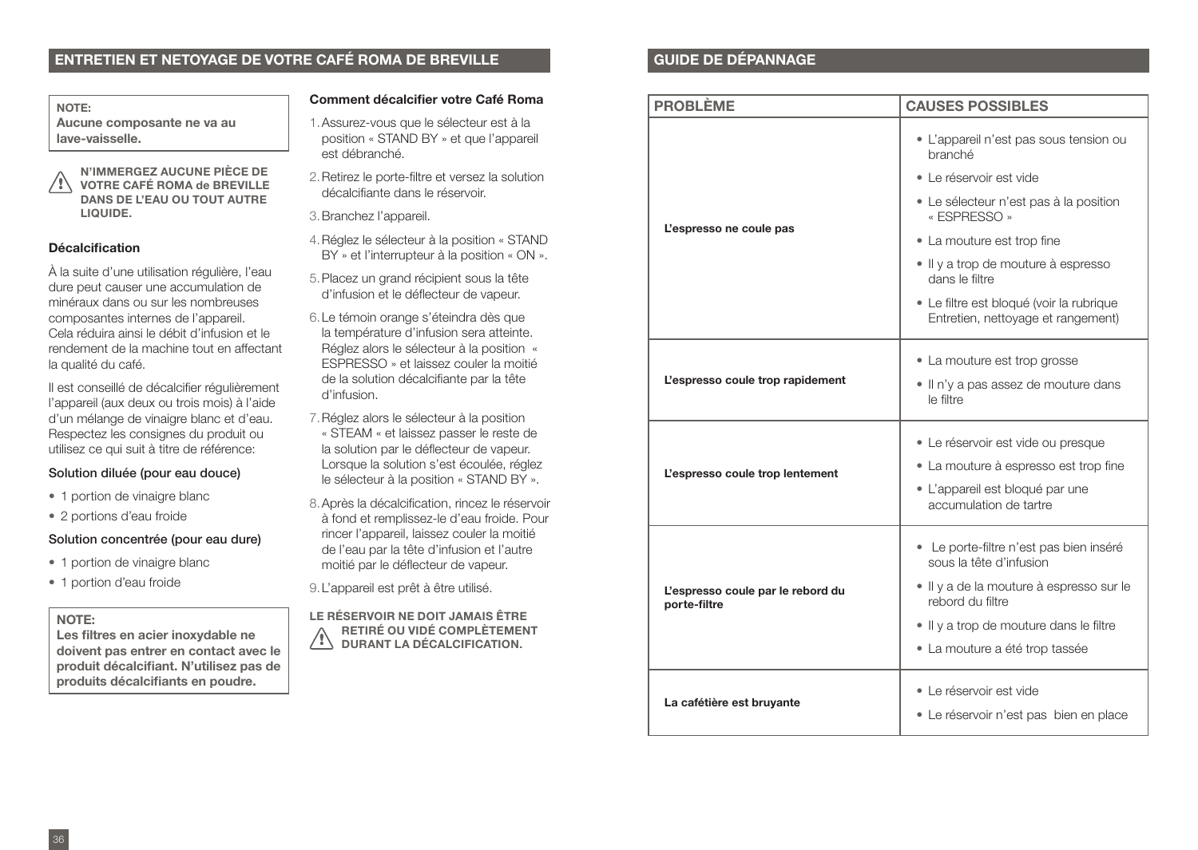## ENTRETIEN ET NETOYAGE DE VOTRE CAFÉ ROMA DE BREVILLE

**NOTE:**
**Aucune composante ne va au lave-vaisselle.**

**N'IMMERGEZ AUCUNE PIÈCE DE VOTRE CAFÉ ROMA de BREVILLE DANS DE L'EAU OU TOUT AUTRE LIQUIDE.**

### Décalcification

À la suite d'une utilisation régulière, l'eau dure peut causer une accumulation de minéraux dans ou sur les nombreuses composantes internes de l'appareil. Cela réduira ainsi le débit d'infusion et le rendement de la machine tout en affectant la qualité du café.

Il est conseillé de décalcifier régulièrement l'appareil (aux deux ou trois mois) à l'aide d'un mélange de vinaigre blanc et d'eau. Respectez les consignes du produit ou utilisez ce qui suit à titre de référence:

Solution diluée (pour eau douce)

- 1 portion de vinaigre blanc
- 2 portions d'eau froide

Solution concentrée (pour eau dure)

- 1 portion de vinaigre blanc
- 1 portion d'eau froide

**NOTE:**
**Les filtres en acier inoxydable ne doivent pas entrer en contact avec le produit décalcifiant. N'utilisez pas de produits décalcifiants en poudre.**

### Comment décalcifier votre Café Roma

1. Assurez-vous que le sélecteur est à la position « STAND BY » et que l'appareil est débranché.
2. Retirez le porte-filtre et versez la solution décalcifiante dans le réservoir.
3. Branchez l'appareil.
4. Réglez le sélecteur à la position « STAND BY » et l'interrupteur à la position « ON ».
5. Placez un grand récipient sous la tête d'infusion et le déflecteur de vapeur.
6. Le témoin orange s'éteindra dès que la température d'infusion sera atteinte. Réglez alors le sélecteur à la position « ESPRESSO » et laissez couler la moitié de la solution décalcifiante par la tête d'infusion.
7. Réglez alors le sélecteur à la position « STEAM « et laissez passer le reste de la solution par le déflecteur de vapeur. Lorsque la solution s'est écoulée, réglez le sélecteur à la position « STAND BY ».
8. Après la décalcification, rincez le réservoir à fond et remplissez-le d'eau froide. Pour rincer l'appareil, laissez couler la moitié de l'eau par la tête d'infusion et l'autre moitié par le déflecteur de vapeur.
9. L'appareil est prêt à être utilisé.

**LE RÉSERVOIR NE DOIT JAMAIS ÊTRE RETIRÉ OU VIDÉ COMPLÈTEMENT DURANT LA DÉCALCIFICATION.**

## GUIDE DE DÉPANNAGE

| PROBLÈME | CAUSES POSSIBLES |
|---|---|
| **L'espresso ne coule pas** | • L'appareil n'est pas sous tension ou branché<br>• Le réservoir est vide<br>• Le sélecteur n'est pas à la position « ESPRESSO »<br>• La mouture est trop fine<br>• Il y a trop de mouture à espresso dans le filtre<br>• Le filtre est bloqué (voir la rubrique Entretien, nettoyage et rangement) |
| **L'espresso coule trop rapidement** | • La mouture est trop grosse<br>• Il n'y a pas assez de mouture dans le filtre |
| **L'espresso coule trop lentement** | • Le réservoir est vide ou presque<br>• La mouture à espresso est trop fine<br>• L'appareil est bloqué par une accumulation de tartre |
| **L'espresso coule par le rebord du porte-filtre** | • Le porte-filtre n'est pas bien inséré sous la tête d'infusion<br>• Il y a de la mouture à espresso sur le rebord du filtre<br>• Il y a trop de mouture dans le filtre<br>• La mouture a été trop tassée |
| **La cafétière est bruyante** | • Le réservoir est vide<br>• Le réservoir n'est pas bien en place |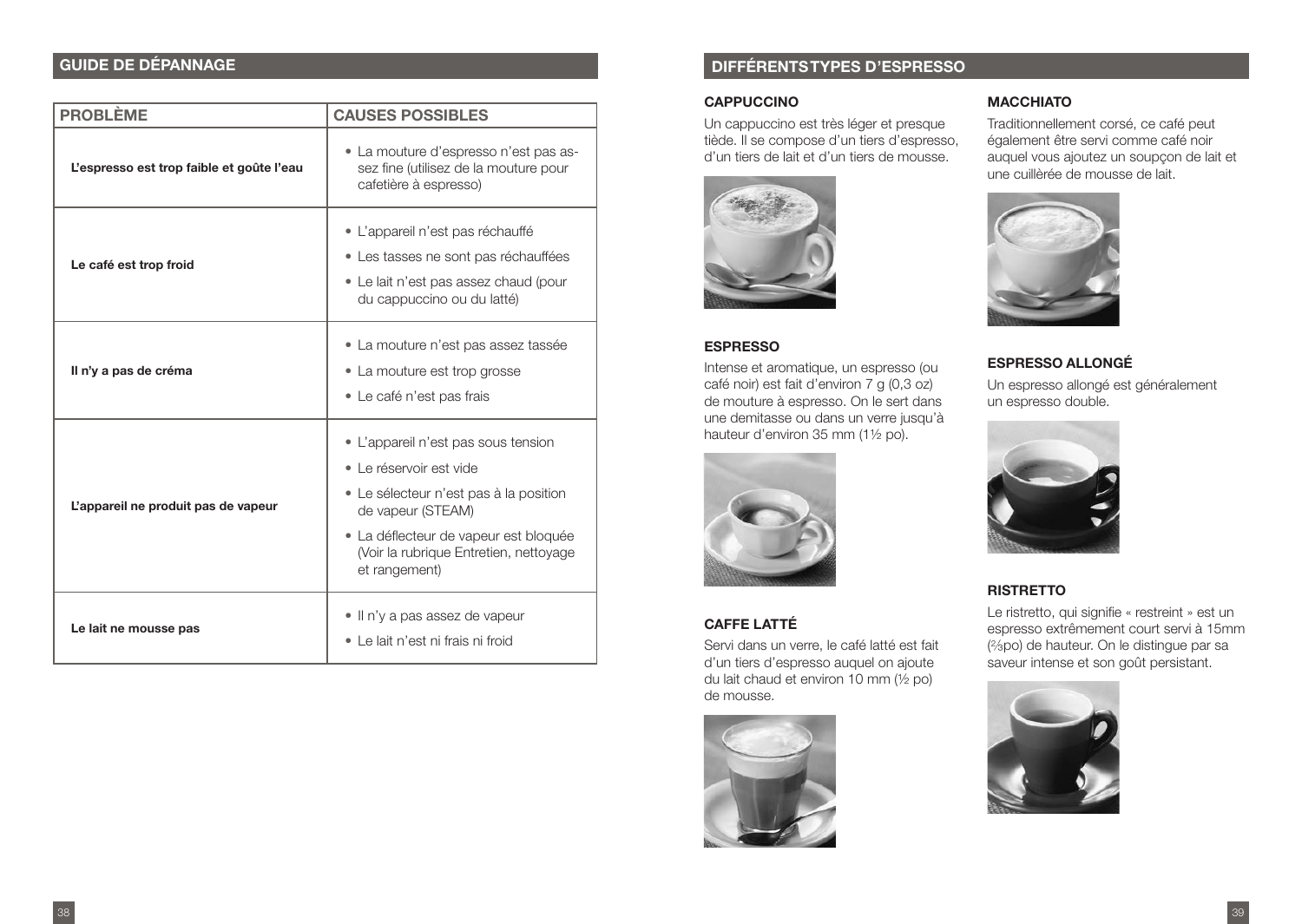## GUIDE DE DÉPANNAGE

| PROBLÈME | CAUSES POSSIBLES |
|---|---|
| **L'espresso est trop faible et goûte l'eau** | • La mouture d'espresso n'est pas assez fine (utilisez de la mouture pour cafetière à espresso) |
| **Le café est trop froid** | • L'appareil n'est pas réchauffé<br>• Les tasses ne sont pas réchauffées<br>• Le lait n'est pas assez chaud (pour du cappuccino ou du latté) |
| **Il n'y a pas de créma** | • La mouture n'est pas assez tassée<br>• La mouture est trop grosse<br>• Le café n'est pas frais |
| **L'appareil ne produit pas de vapeur** | • L'appareil n'est pas sous tension<br>• Le réservoir est vide<br>• Le sélecteur n'est pas à la position de vapeur (STEAM)<br>• La déflecteur de vapeur est bloquée (Voir la rubrique Entretien, nettoyage et rangement) |
| **Le lait ne mousse pas** | • Il n'y a pas assez de vapeur<br>• Le lait n'est ni frais ni froid |

## DIFFÉRENTS TYPES D'ESPRESSO

### CAPPUCCINO

Un cappuccino est très léger et presque tiède. Il se compose d'un tiers d'espresso, d'un tiers de lait et d'un tiers de mousse.

### ESPRESSO

Intense et aromatique, un espresso (ou café noir) est fait d'environ 7 g (0,3 oz) de mouture à espresso. On le sert dans une demitasse ou dans un verre jusqu'à hauteur d'environ 35 mm (1½ po).

### CAFFE LATTÉ

Servi dans un verre, le café latté est fait d'un tiers d'espresso auquel on ajoute du lait chaud et environ 10 mm (½ po) de mousse.

### MACCHIATO

Traditionnellement corsé, ce café peut également être servi comme café noir auquel vous ajoutez un soupçon de lait et une cuillèrée de mousse de lait.

### ESPRESSO ALLONGÉ

Un espresso allongé est généralement un espresso double.

### RISTRETTO

Le ristretto, qui signifie « restreint » est un espresso extrêmement court servi à 15mm (⅔po) de hauteur. On le distingue par sa saveur intense et son goût persistant.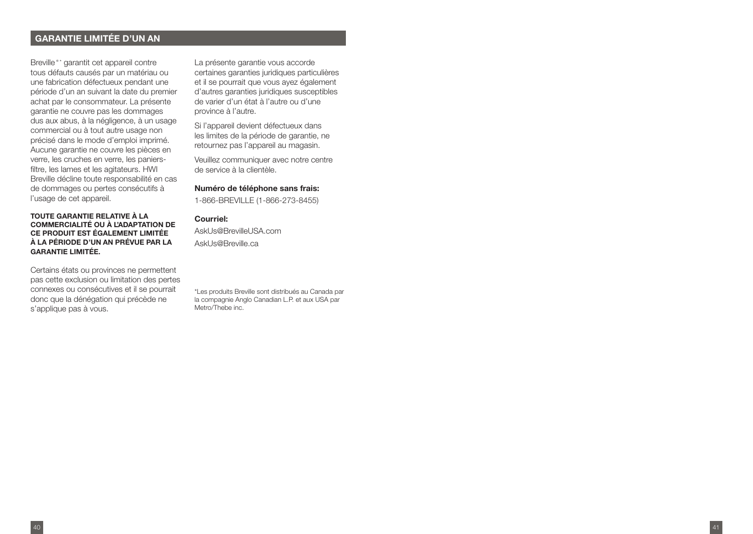## GARANTIE LIMITÉE D'UN AN

Breville®* garantit cet appareil contre tous défauts causés par un matériau ou une fabrication défectueux pendant une période d'un an suivant la date du premier achat par le consommateur. La présente garantie ne couvre pas les dommages dus aux abus, à la négligence, à un usage commercial ou à tout autre usage non précisé dans le mode d'emploi imprimé. Aucune garantie ne couvre les pièces en verre, les cruches en verre, les paniers-filtre, les lames et les agitateurs. HWI Breville décline toute responsabilité en cas de dommages ou pertes consécutifs à l'usage de cet appareil.

**TOUTE GARANTIE RELATIVE À LA COMMERCIALITÉ OU À L'ADAPTATION DE CE PRODUIT EST ÉGALEMENT LIMITÉE À LA PÉRIODE D'UN AN PRÉVUE PAR LA GARANTIE LIMITÉE.**

Certains états ou provinces ne permettent pas cette exclusion ou limitation des pertes connexes ou consécutives et il se pourrait donc que la dénégation qui précède ne s'applique pas à vous.

La présente garantie vous accorde certaines garanties juridiques particulières et il se pourrait que vous ayez également d'autres garanties juridiques susceptibles de varier d'un état à l'autre ou d'une province à l'autre.

Si l'appareil devient défectueux dans les limites de la période de garantie, ne retournez pas l'appareil au magasin.

Veuillez communiquer avec notre centre de service à la clientèle.

**Numéro de téléphone sans frais:**

1-866-BREVILLE (1-866-273-8455)

**Courriel:**

AskUs@BrevilleUSA.com

AskUs@Breville.ca

*Les produits Breville sont distribués au Canada par la compagnie Anglo Canadian L.P. et aux USA par Metro/Thebe inc.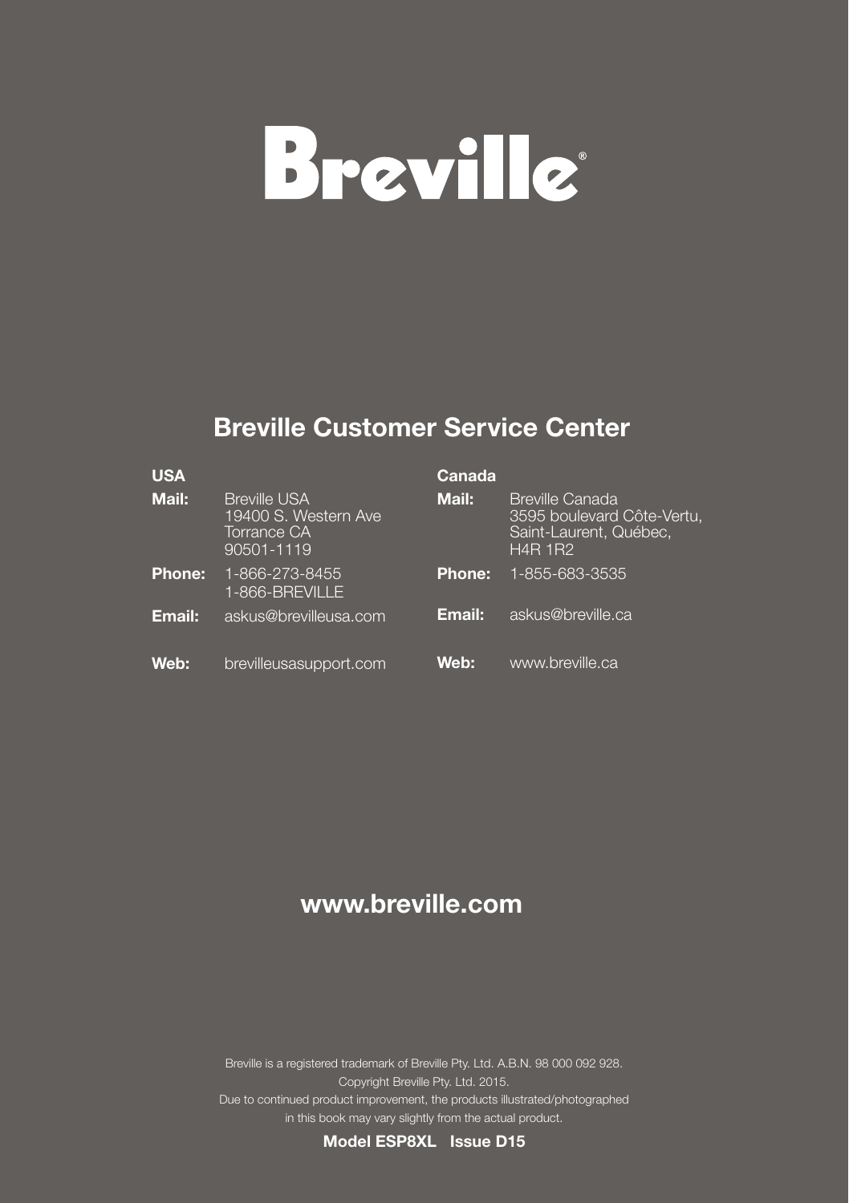# Breville®

## Breville Customer Service Center

| | | | |
|---|---|---|---|
| **USA** | | **Canada** | |
| **Mail:** | Breville USA<br>19400 S. Western Ave<br>Torrance CA<br>90501-1119 | **Mail:** | Breville Canada<br>3595 boulevard Côte-Vertu,<br>Saint-Laurent, Québec,<br>H4R 1R2 |
| **Phone:** | 1-866-273-8455<br>1-866-BREVILLE | **Phone:** | 1-855-683-3535 |
| **Email:** | askus@brevilleusa.com | **Email:** | askus@breville.ca |
| **Web:** | brevilleusasupport.com | **Web:** | www.breville.ca |

## www.breville.com

Breville is a registered trademark of Breville Pty. Ltd. A.B.N. 98 000 092 928.
Copyright Breville Pty. Ltd. 2015.
Due to continued product improvement, the products illustrated/photographed in this book may vary slightly from the actual product.

**Model ESP8XL Issue D15**